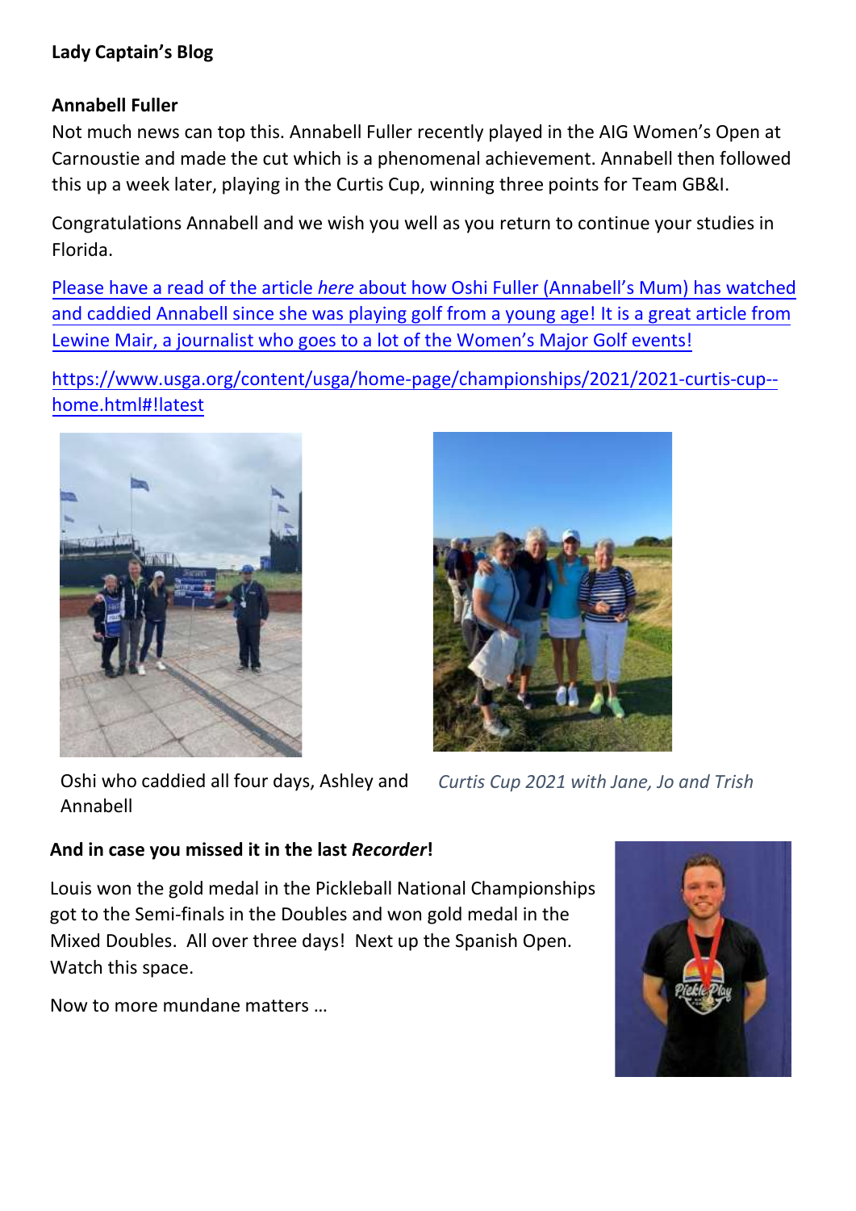**Lady Captain's Blog**

**Annabell Fuller**

Not much news can top this. Annabell Fuller recently played in the AIG Women's Open at Carnoustie and made the cut which is a phenomenal achievement. Annabell then followed this up a week later, playing in the Curtis Cup, winning three points for Team GB&I.

Congratulations Annabell and we wish you well as you return to continue your studies in Florida.

Please have a read of the article *here* about how Oshi Fuller (Annabell's Mum) has watched and caddied Annabell since she was playing golf from a young age! It is a great article from Lewine Mair, a journalist who goes to a lot of the Women's Major Golf events!

https://www.usga.org/content/usga/home-page/championships/2021/2021-curtis-cup--home.html#!latest

Oshi who caddied all four days, Ashley and Annabell

*Curtis Cup 2021 with Jane, Jo and Trish*

**And in case you missed it in the last *Recorder*!**

Louis won the gold medal in the Pickleball National Championships got to the Semi-finals in the Doubles and won gold medal in the Mixed Doubles. All over three days! Next up the Spanish Open. Watch this space.

Now to more mundane matters …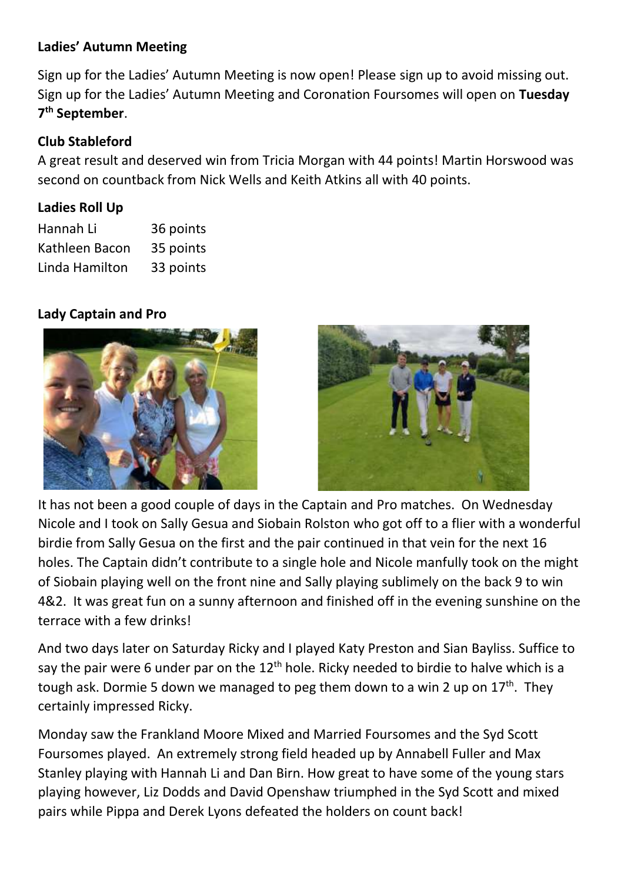**Ladies' Autumn Meeting**

Sign up for the Ladies' Autumn Meeting is now open! Please sign up to avoid missing out. Sign up for the Ladies' Autumn Meeting and Coronation Foursomes will open on **Tuesday 7th September**.

**Club Stableford**

A great result and deserved win from Tricia Morgan with 44 points! Martin Horswood was second on countback from Nick Wells and Keith Atkins all with 40 points.

**Ladies Roll Up**

| | |
|---|---|
| Hannah Li | 36 points |
| Kathleen Bacon | 35 points |
| Linda Hamilton | 33 points |

**Lady Captain and Pro**

It has not been a good couple of days in the Captain and Pro matches. On Wednesday Nicole and I took on Sally Gesua and Siobain Rolston who got off to a flier with a wonderful birdie from Sally Gesua on the first and the pair continued in that vein for the next 16 holes. The Captain didn't contribute to a single hole and Nicole manfully took on the might of Siobain playing well on the front nine and Sally playing sublimely on the back 9 to win 4&2. It was great fun on a sunny afternoon and finished off in the evening sunshine on the terrace with a few drinks!

And two days later on Saturday Ricky and I played Katy Preston and Sian Bayliss. Suffice to say the pair were 6 under par on the 12th hole. Ricky needed to birdie to halve which is a tough ask. Dormie 5 down we managed to peg them down to a win 2 up on 17th. They certainly impressed Ricky.

Monday saw the Frankland Moore Mixed and Married Foursomes and the Syd Scott Foursomes played. An extremely strong field headed up by Annabell Fuller and Max Stanley playing with Hannah Li and Dan Birn. How great to have some of the young stars playing however, Liz Dodds and David Openshaw triumphed in the Syd Scott and mixed pairs while Pippa and Derek Lyons defeated the holders on count back!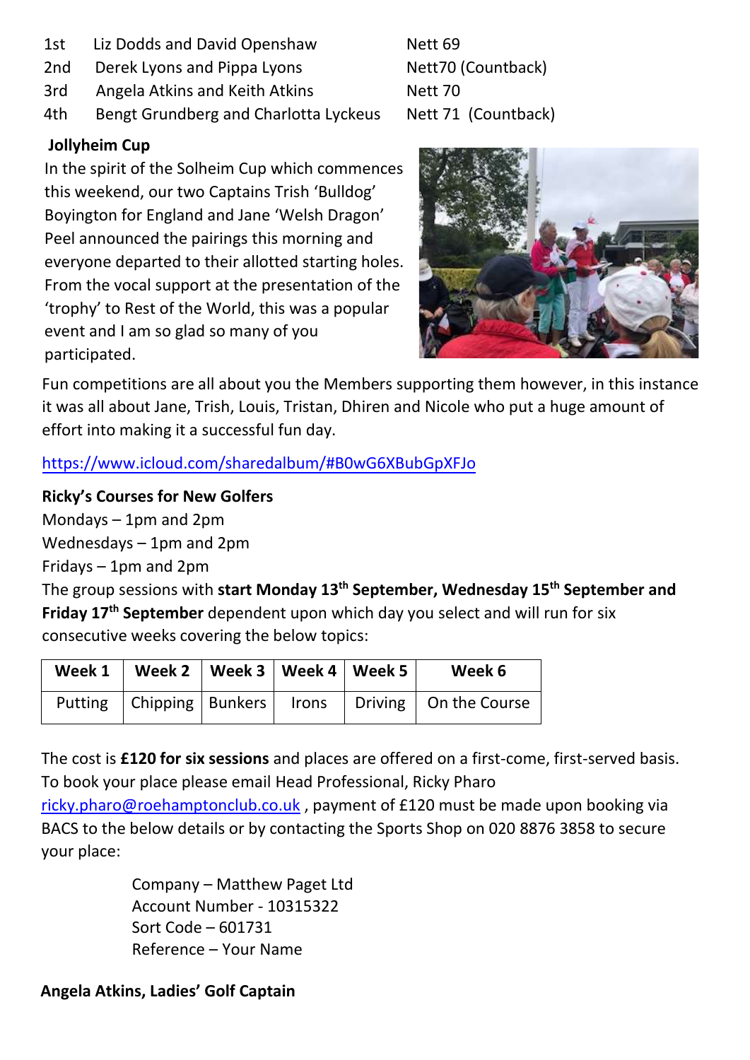| | | |
|---|---|---|
| 1st | Liz Dodds and David Openshaw | Nett 69 |
| 2nd | Derek Lyons and Pippa Lyons | Nett70 (Countback) |
| 3rd | Angela Atkins and Keith Atkins | Nett 70 |
| 4th | Bengt Grundberg and Charlotta Lyckeus | Nett 71 (Countback) |

**Jollyheim Cup**

In the spirit of the Solheim Cup which commences this weekend, our two Captains Trish 'Bulldog' Boyington for England and Jane 'Welsh Dragon' Peel announced the pairings this morning and everyone departed to their allotted starting holes. From the vocal support at the presentation of the 'trophy' to Rest of the World, this was a popular event and I am so glad so many of you participated.

Fun competitions are all about you the Members supporting them however, in this instance it was all about Jane, Trish, Louis, Tristan, Dhiren and Nicole who put a huge amount of effort into making it a successful fun day.

https://www.icloud.com/sharedalbum/#B0wG6XBubGpXFJo

**Ricky's Courses for New Golfers**

Mondays – 1pm and 2pm
Wednesdays – 1pm and 2pm
Fridays – 1pm and 2pm

The group sessions with **start Monday 13th September, Wednesday 15th September and Friday 17th September** dependent upon which day you select and will run for six consecutive weeks covering the below topics:

| Week 1 | Week 2 | Week 3 | Week 4 | Week 5 | Week 6 |
|---|---|---|---|---|---|
| Putting | Chipping | Bunkers | Irons | Driving | On the Course |

The cost is **£120 for six sessions** and places are offered on a first-come, first-served basis. To book your place please email Head Professional, Ricky Pharo ricky.pharo@roehamptonclub.co.uk , payment of £120 must be made upon booking via BACS to the below details or by contacting the Sports Shop on 020 8876 3858 to secure your place:

Company – Matthew Paget Ltd
Account Number - 10315322
Sort Code – 601731
Reference – Your Name

**Angela Atkins, Ladies' Golf Captain**